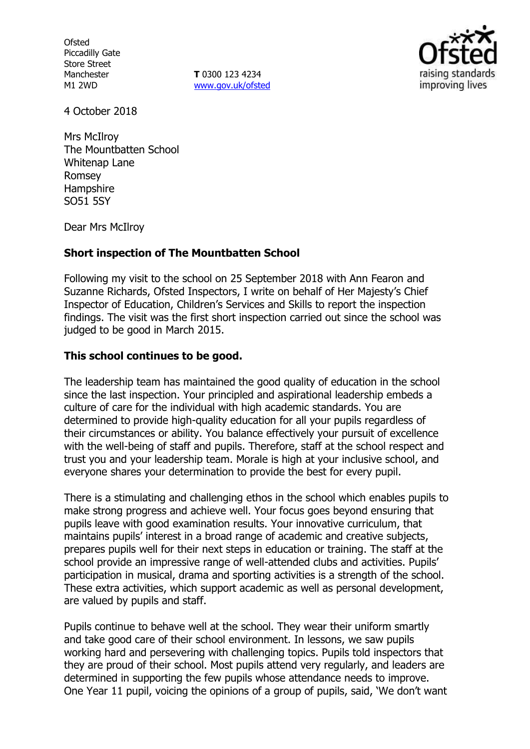Ofsted
Piccadilly Gate
Store Street
Manchester
M1 2WD

**T** 0300 123 4234
www.gov.uk/ofsted

4 October 2018

Mrs McIlroy
The Mountbatten School
Whitenap Lane
Romsey
Hampshire
SO51 5SY

Dear Mrs McIlroy

**Short inspection of The Mountbatten School**

Following my visit to the school on 25 September 2018 with Ann Fearon and Suzanne Richards, Ofsted Inspectors, I write on behalf of Her Majesty's Chief Inspector of Education, Children's Services and Skills to report the inspection findings. The visit was the first short inspection carried out since the school was judged to be good in March 2015.

**This school continues to be good.**

The leadership team has maintained the good quality of education in the school since the last inspection. Your principled and aspirational leadership embeds a culture of care for the individual with high academic standards. You are determined to provide high-quality education for all your pupils regardless of their circumstances or ability. You balance effectively your pursuit of excellence with the well-being of staff and pupils. Therefore, staff at the school respect and trust you and your leadership team. Morale is high at your inclusive school, and everyone shares your determination to provide the best for every pupil.

There is a stimulating and challenging ethos in the school which enables pupils to make strong progress and achieve well. Your focus goes beyond ensuring that pupils leave with good examination results. Your innovative curriculum, that maintains pupils' interest in a broad range of academic and creative subjects, prepares pupils well for their next steps in education or training. The staff at the school provide an impressive range of well-attended clubs and activities. Pupils' participation in musical, drama and sporting activities is a strength of the school. These extra activities, which support academic as well as personal development, are valued by pupils and staff.

Pupils continue to behave well at the school. They wear their uniform smartly and take good care of their school environment. In lessons, we saw pupils working hard and persevering with challenging topics. Pupils told inspectors that they are proud of their school. Most pupils attend very regularly, and leaders are determined in supporting the few pupils whose attendance needs to improve. One Year 11 pupil, voicing the opinions of a group of pupils, said, 'We don't want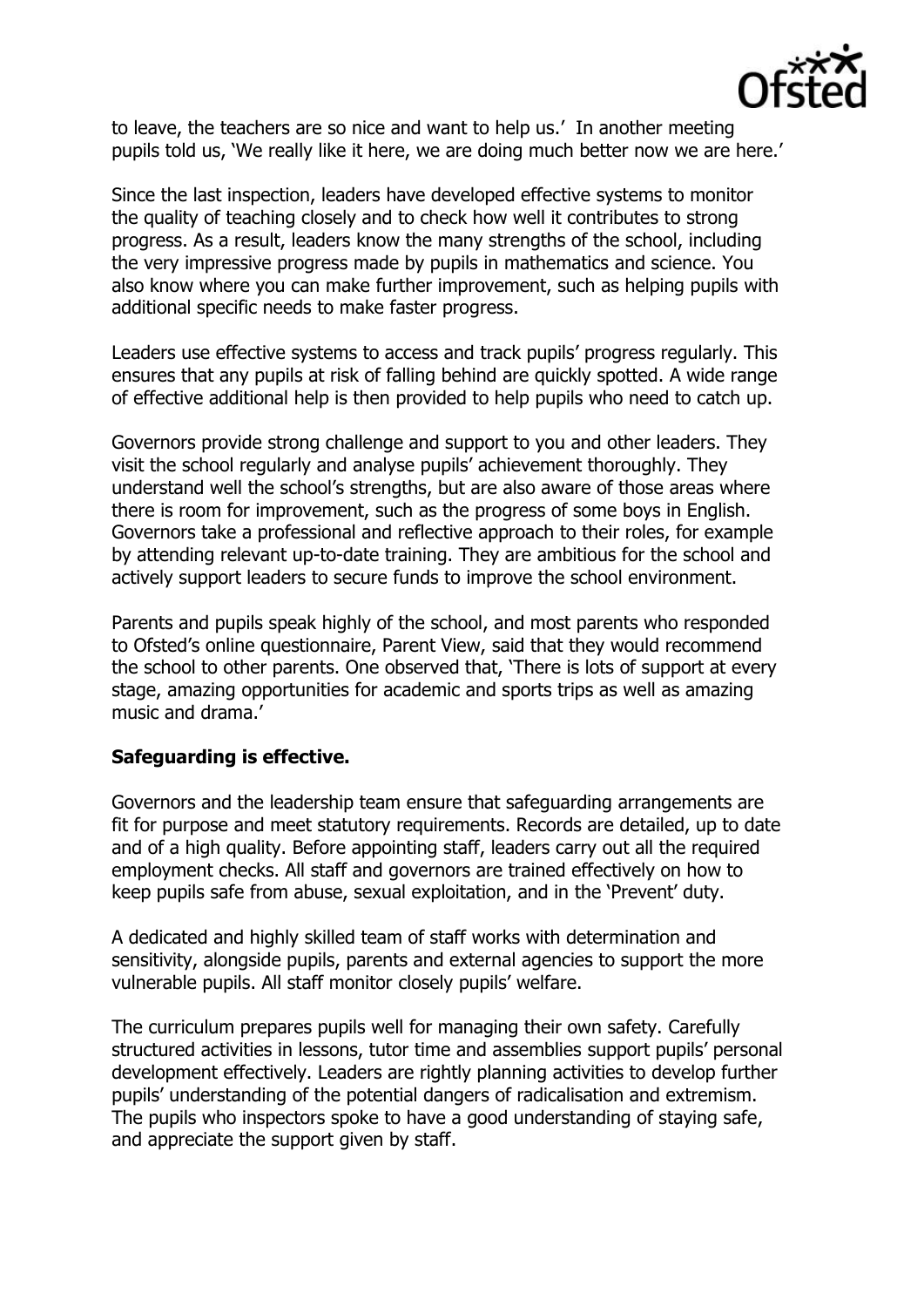to leave, the teachers are so nice and want to help us.' In another meeting pupils told us, 'We really like it here, we are doing much better now we are here.'

Since the last inspection, leaders have developed effective systems to monitor the quality of teaching closely and to check how well it contributes to strong progress. As a result, leaders know the many strengths of the school, including the very impressive progress made by pupils in mathematics and science. You also know where you can make further improvement, such as helping pupils with additional specific needs to make faster progress.

Leaders use effective systems to access and track pupils' progress regularly. This ensures that any pupils at risk of falling behind are quickly spotted. A wide range of effective additional help is then provided to help pupils who need to catch up.

Governors provide strong challenge and support to you and other leaders. They visit the school regularly and analyse pupils' achievement thoroughly. They understand well the school's strengths, but are also aware of those areas where there is room for improvement, such as the progress of some boys in English. Governors take a professional and reflective approach to their roles, for example by attending relevant up-to-date training. They are ambitious for the school and actively support leaders to secure funds to improve the school environment.

Parents and pupils speak highly of the school, and most parents who responded to Ofsted's online questionnaire, Parent View, said that they would recommend the school to other parents. One observed that, 'There is lots of support at every stage, amazing opportunities for academic and sports trips as well as amazing music and drama.'

**Safeguarding is effective.**

Governors and the leadership team ensure that safeguarding arrangements are fit for purpose and meet statutory requirements. Records are detailed, up to date and of a high quality. Before appointing staff, leaders carry out all the required employment checks. All staff and governors are trained effectively on how to keep pupils safe from abuse, sexual exploitation, and in the 'Prevent' duty.

A dedicated and highly skilled team of staff works with determination and sensitivity, alongside pupils, parents and external agencies to support the more vulnerable pupils. All staff monitor closely pupils' welfare.

The curriculum prepares pupils well for managing their own safety. Carefully structured activities in lessons, tutor time and assemblies support pupils' personal development effectively. Leaders are rightly planning activities to develop further pupils' understanding of the potential dangers of radicalisation and extremism. The pupils who inspectors spoke to have a good understanding of staying safe, and appreciate the support given by staff.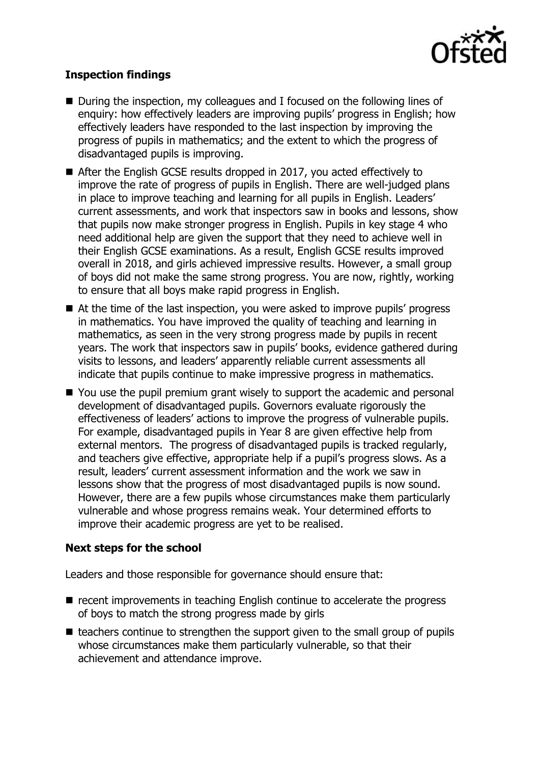**Inspection findings**

- During the inspection, my colleagues and I focused on the following lines of enquiry: how effectively leaders are improving pupils' progress in English; how effectively leaders have responded to the last inspection by improving the progress of pupils in mathematics; and the extent to which the progress of disadvantaged pupils is improving.
- After the English GCSE results dropped in 2017, you acted effectively to improve the rate of progress of pupils in English. There are well-judged plans in place to improve teaching and learning for all pupils in English. Leaders' current assessments, and work that inspectors saw in books and lessons, show that pupils now make stronger progress in English. Pupils in key stage 4 who need additional help are given the support that they need to achieve well in their English GCSE examinations. As a result, English GCSE results improved overall in 2018, and girls achieved impressive results. However, a small group of boys did not make the same strong progress. You are now, rightly, working to ensure that all boys make rapid progress in English.
- At the time of the last inspection, you were asked to improve pupils' progress in mathematics. You have improved the quality of teaching and learning in mathematics, as seen in the very strong progress made by pupils in recent years. The work that inspectors saw in pupils' books, evidence gathered during visits to lessons, and leaders' apparently reliable current assessments all indicate that pupils continue to make impressive progress in mathematics.
- You use the pupil premium grant wisely to support the academic and personal development of disadvantaged pupils. Governors evaluate rigorously the effectiveness of leaders' actions to improve the progress of vulnerable pupils. For example, disadvantaged pupils in Year 8 are given effective help from external mentors. The progress of disadvantaged pupils is tracked regularly, and teachers give effective, appropriate help if a pupil's progress slows. As a result, leaders' current assessment information and the work we saw in lessons show that the progress of most disadvantaged pupils is now sound. However, there are a few pupils whose circumstances make them particularly vulnerable and whose progress remains weak. Your determined efforts to improve their academic progress are yet to be realised.

**Next steps for the school**

Leaders and those responsible for governance should ensure that:

- recent improvements in teaching English continue to accelerate the progress of boys to match the strong progress made by girls
- teachers continue to strengthen the support given to the small group of pupils whose circumstances make them particularly vulnerable, so that their achievement and attendance improve.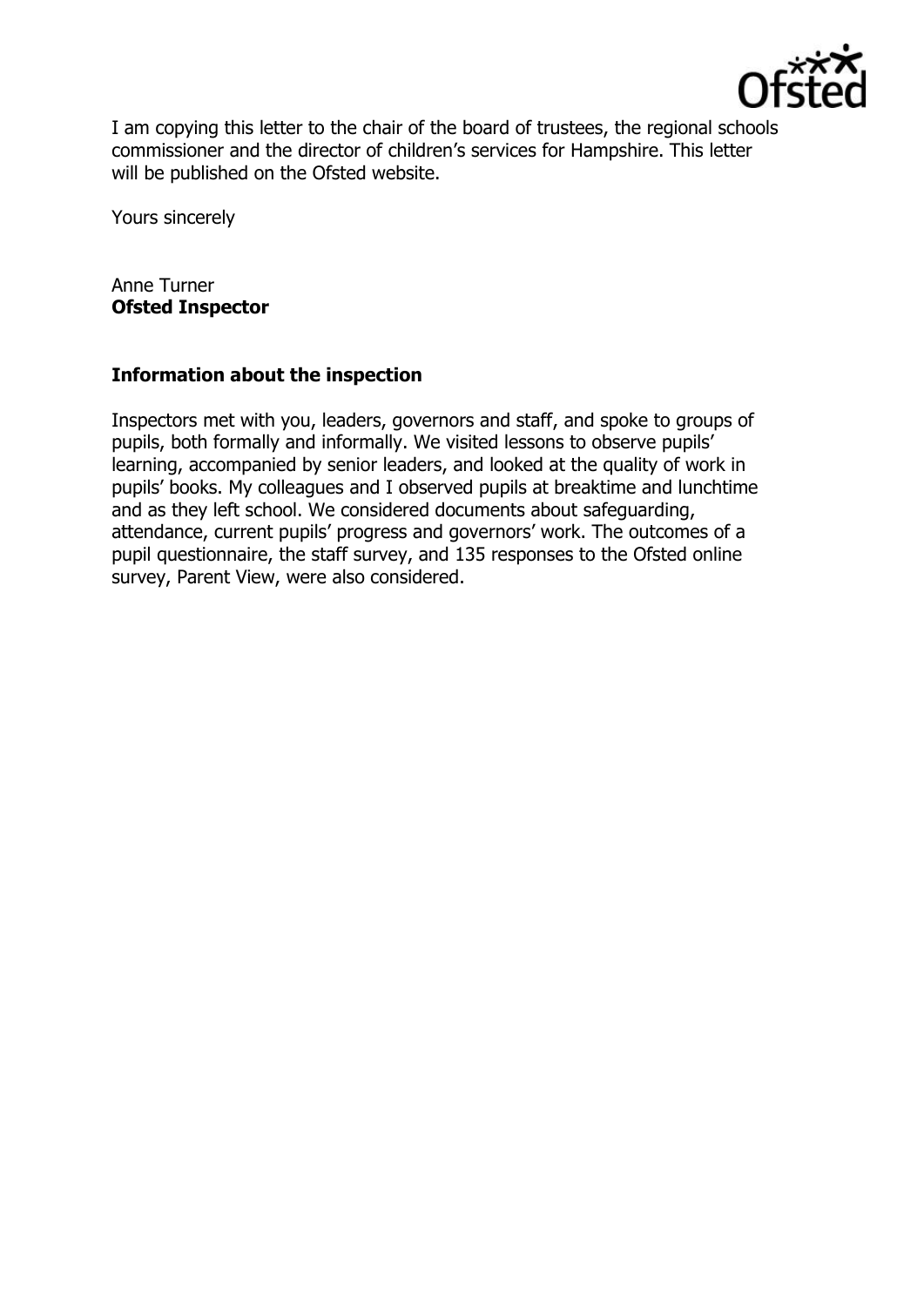I am copying this letter to the chair of the board of trustees, the regional schools commissioner and the director of children's services for Hampshire. This letter will be published on the Ofsted website.

Yours sincerely

Anne Turner
**Ofsted Inspector**

### Information about the inspection

Inspectors met with you, leaders, governors and staff, and spoke to groups of pupils, both formally and informally. We visited lessons to observe pupils' learning, accompanied by senior leaders, and looked at the quality of work in pupils' books. My colleagues and I observed pupils at breaktime and lunchtime and as they left school. We considered documents about safeguarding, attendance, current pupils' progress and governors' work. The outcomes of a pupil questionnaire, the staff survey, and 135 responses to the Ofsted online survey, Parent View, were also considered.